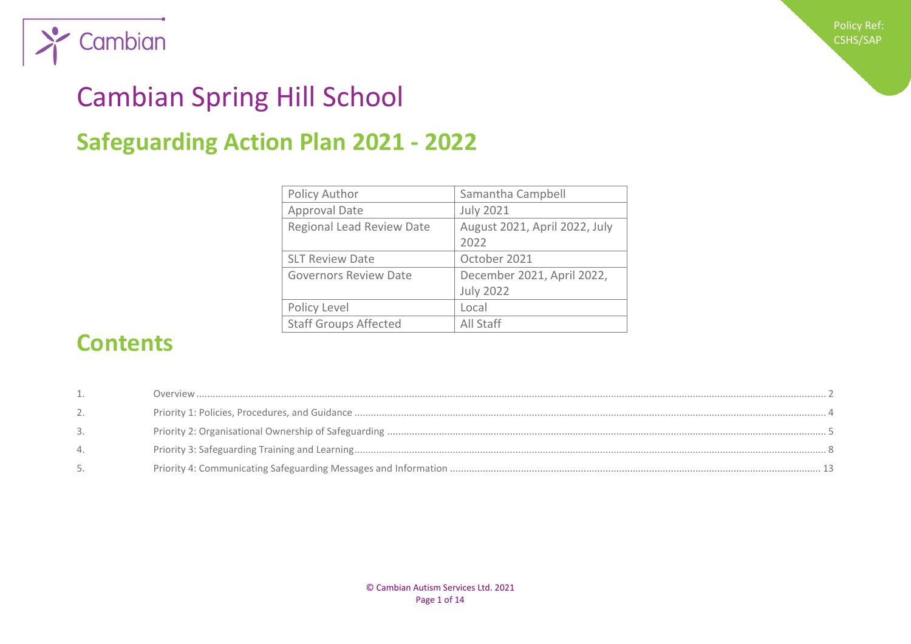Policy Ref: CSHS/SAP

# Cambian Spring Hill School

## Safeguarding Action Plan 2021 - 2022

| Policy Author | Samantha Campbell |
|---|---|
| Approval Date | July 2021 |
| Regional Lead Review Date | August 2021, April 2022, July 2022 |
| SLT Review Date | October 2021 |
| Governors Review Date | December 2021, April 2022, July 2022 |
| Policy Level | Local |
| Staff Groups Affected | All Staff |

## Contents

1. Overview ........ 2
2. Priority 1: Policies, Procedures, and Guidance ........ 4
3. Priority 2: Organisational Ownership of Safeguarding ........ 5
4. Priority 3: Safeguarding Training and Learning ........ 8
5. Priority 4: Communicating Safeguarding Messages and Information ........ 13

© Cambian Autism Services Ltd. 2021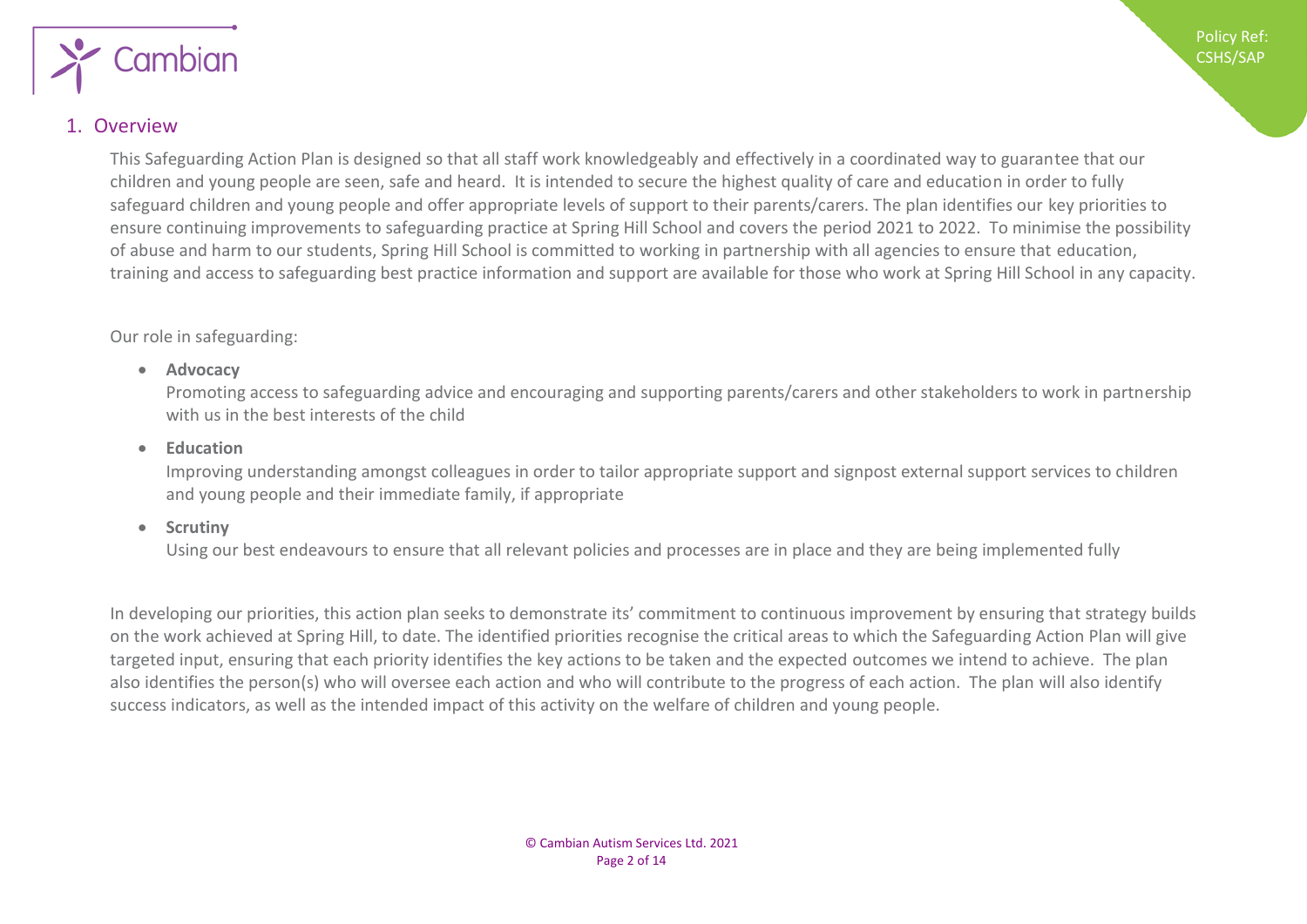## 1. Overview

This Safeguarding Action Plan is designed so that all staff work knowledgeably and effectively in a coordinated way to guarantee that our children and young people are seen, safe and heard. It is intended to secure the highest quality of care and education in order to fully safeguard children and young people and offer appropriate levels of support to their parents/carers. The plan identifies our key priorities to ensure continuing improvements to safeguarding practice at Spring Hill School and covers the period 2021 to 2022. To minimise the possibility of abuse and harm to our students, Spring Hill School is committed to working in partnership with all agencies to ensure that education, training and access to safeguarding best practice information and support are available for those who work at Spring Hill School in any capacity.

Our role in safeguarding:

- **Advocacy**
  Promoting access to safeguarding advice and encouraging and supporting parents/carers and other stakeholders to work in partnership with us in the best interests of the child
- **Education**
  Improving understanding amongst colleagues in order to tailor appropriate support and signpost external support services to children and young people and their immediate family, if appropriate
- **Scrutiny**
  Using our best endeavours to ensure that all relevant policies and processes are in place and they are being implemented fully

In developing our priorities, this action plan seeks to demonstrate its' commitment to continuous improvement by ensuring that strategy builds on the work achieved at Spring Hill, to date. The identified priorities recognise the critical areas to which the Safeguarding Action Plan will give targeted input, ensuring that each priority identifies the key actions to be taken and the expected outcomes we intend to achieve. The plan also identifies the person(s) who will oversee each action and who will contribute to the progress of each action. The plan will also identify success indicators, as well as the intended impact of this activity on the welfare of children and young people.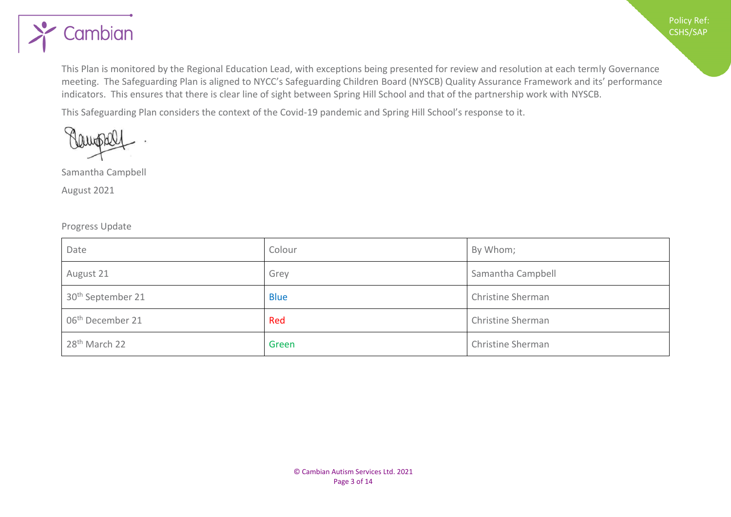This Plan is monitored by the Regional Education Lead, with exceptions being presented for review and resolution at each termly Governance meeting. The Safeguarding Plan is aligned to NYCC's Safeguarding Children Board (NYSCB) Quality Assurance Framework and its' performance indicators. This ensures that there is clear line of sight between Spring Hill School and that of the partnership work with NYSCB.

This Safeguarding Plan considers the context of the Covid-19 pandemic and Spring Hill School's response to it.

Samantha Campbell

August 2021

Progress Update

| Date | Colour | By Whom; |
|---|---|---|
| August 21 | Grey | Samantha Campbell |
| 30th September 21 | Blue | Christine Sherman |
| 06th December 21 | Red | Christine Sherman |
| 28th March 22 | Green | Christine Sherman |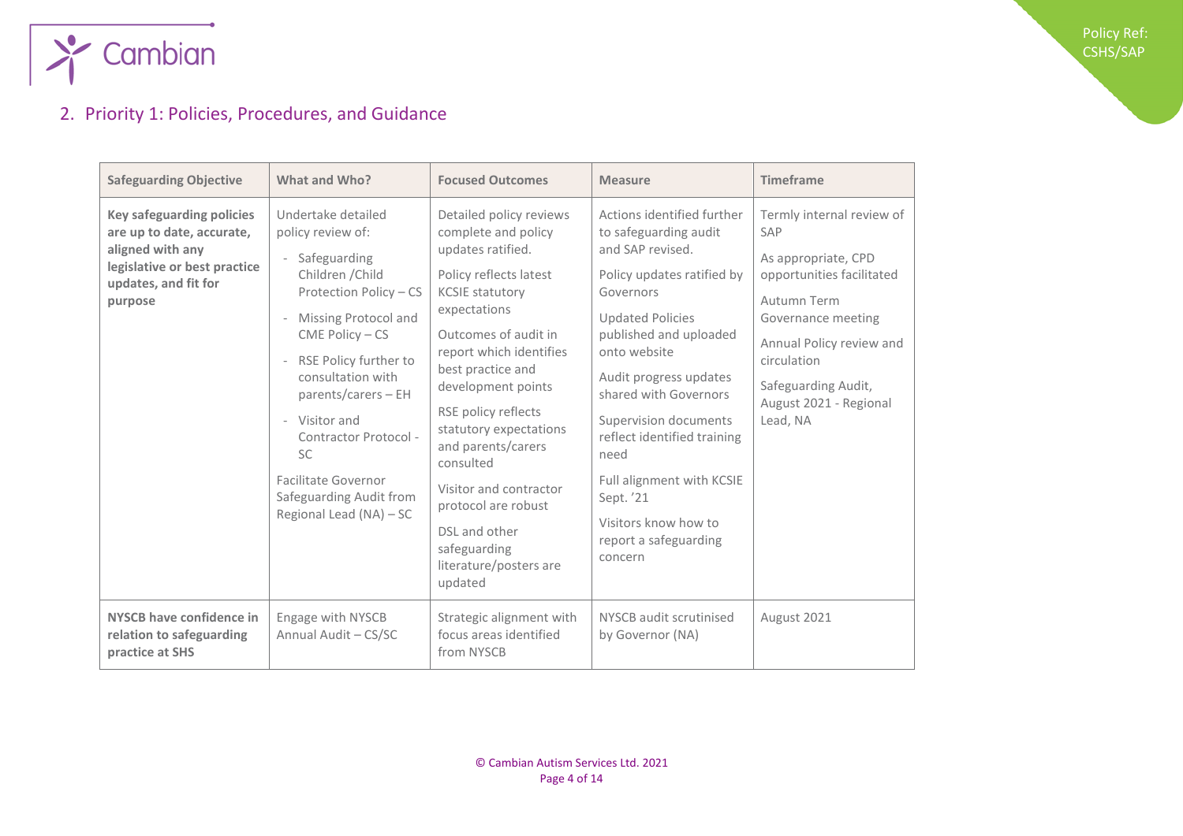## 2. Priority 1: Policies, Procedures, and Guidance

| Safeguarding Objective | What and Who? | Focused Outcomes | Measure | Timeframe |
|---|---|---|---|---|
| **Key safeguarding policies are up to date, accurate, aligned with any legislative or best practice updates, and fit for purpose** | Undertake detailed policy review of:<br>- Safeguarding Children /Child Protection Policy – CS<br>- Missing Protocol and CME Policy – CS<br>- RSE Policy further to consultation with parents/carers – EH<br>- Visitor and Contractor Protocol - SC<br><br>Facilitate Governor Safeguarding Audit from Regional Lead (NA) – SC | Detailed policy reviews complete and policy updates ratified.<br><br>Policy reflects latest KCSIE statutory expectations<br><br>Outcomes of audit in report which identifies best practice and development points<br><br>RSE policy reflects statutory expectations and parents/carers consulted<br><br>Visitor and contractor protocol are robust<br><br>DSL and other safeguarding literature/posters are updated | Actions identified further to safeguarding audit and SAP revised.<br><br>Policy updates ratified by Governors<br><br>Updated Policies published and uploaded onto website<br><br>Audit progress updates shared with Governors<br><br>Supervision documents reflect identified training need<br><br>Full alignment with KCSIE Sept. '21<br><br>Visitors know how to report a safeguarding concern | Termly internal review of SAP<br><br>As appropriate, CPD opportunities facilitated<br><br>Autumn Term Governance meeting<br><br>Annual Policy review and circulation<br><br>Safeguarding Audit, August 2021 - Regional Lead, NA |
| **NYSCB have confidence in relation to safeguarding practice at SHS** | Engage with NYSCB Annual Audit – CS/SC | Strategic alignment with focus areas identified from NYSCB | NYSCB audit scrutinised by Governor (NA) | August 2021 |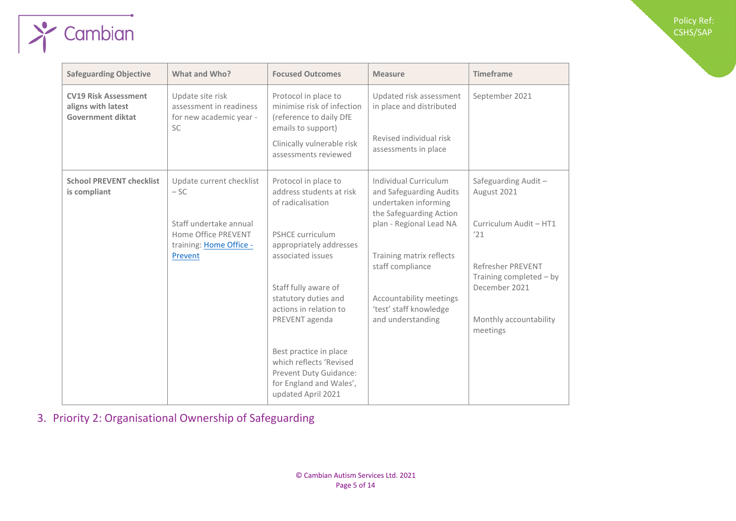| Safeguarding Objective | What and Who? | Focused Outcomes | Measure | Timeframe |
|---|---|---|---|---|
| **CV19 Risk Assessment aligns with latest Government diktat** | Update site risk assessment in readiness for new academic year - SC | Protocol in place to minimise risk of infection (reference to daily DfE emails to support)<br><br>Clinically vulnerable risk assessments reviewed | Updated risk assessment in place and distributed<br><br>Revised individual risk assessments in place | September 2021 |
| **School PREVENT checklist is compliant** | Update current checklist – SC<br><br>Staff undertake annual Home Office PREVENT training: [Home Office - Prevent]() | Protocol in place to address students at risk of radicalisation<br><br>PSHCE curriculum appropriately addresses associated issues<br><br>Staff fully aware of statutory duties and actions in relation to PREVENT agenda<br><br>Best practice in place which reflects 'Revised Prevent Duty Guidance: for England and Wales', updated April 2021 | Individual Curriculum and Safeguarding Audits undertaken informing the Safeguarding Action plan - Regional Lead NA<br><br>Training matrix reflects staff compliance<br><br>Accountability meetings 'test' staff knowledge and understanding | Safeguarding Audit – August 2021<br><br>Curriculum Audit – HT1 '21<br><br>Refresher PREVENT Training completed – by December 2021<br><br>Monthly accountability meetings |

## 3. Priority 2: Organisational Ownership of Safeguarding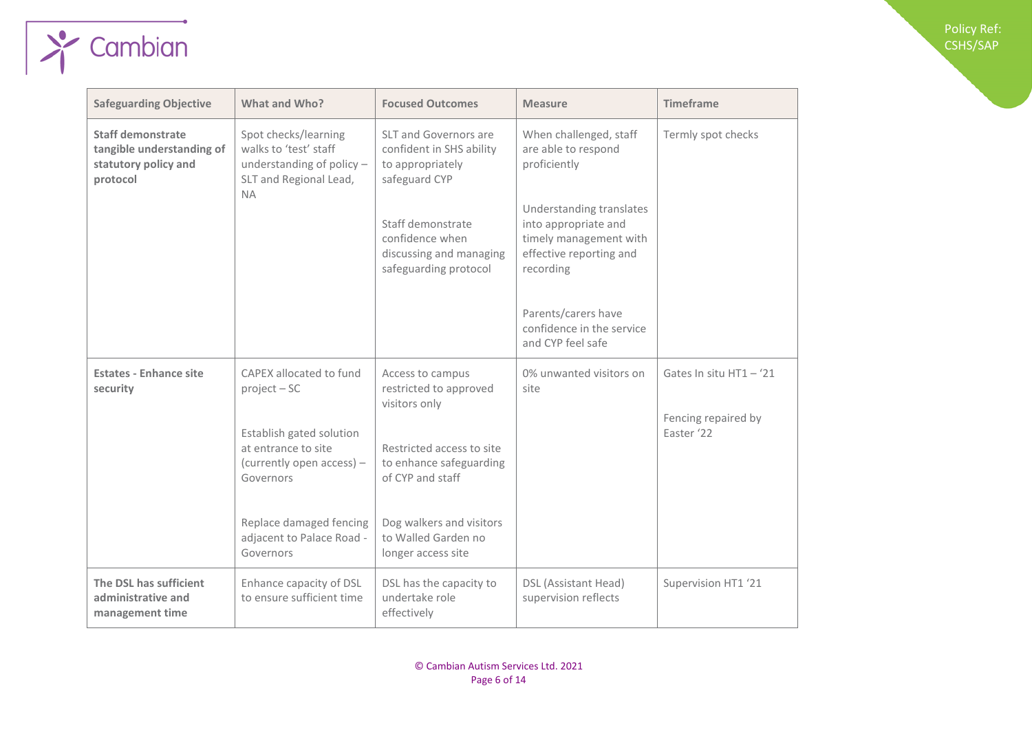| Safeguarding Objective | What and Who? | Focused Outcomes | Measure | Timeframe |
|---|---|---|---|---|
| **Staff demonstrate tangible understanding of statutory policy and protocol** | Spot checks/learning walks to 'test' staff understanding of policy – SLT and Regional Lead, NA | SLT and Governors are confident in SHS ability to appropriately safeguard CYP<br><br>Staff demonstrate confidence when discussing and managing safeguarding protocol | When challenged, staff are able to respond proficiently<br><br>Understanding translates into appropriate and timely management with effective reporting and recording<br><br>Parents/carers have confidence in the service and CYP feel safe | Termly spot checks |
| **Estates - Enhance site security** | CAPEX allocated to fund project – SC<br><br>Establish gated solution at entrance to site (currently open access) – Governors<br><br>Replace damaged fencing adjacent to Palace Road - Governors | Access to campus restricted to approved visitors only<br><br>Restricted access to site to enhance safeguarding of CYP and staff<br><br>Dog walkers and visitors to Walled Garden no longer access site | 0% unwanted visitors on site | Gates In situ HT1 – '21<br><br>Fencing repaired by Easter '22 |
| **The DSL has sufficient administrative and management time** | Enhance capacity of DSL to ensure sufficient time | DSL has the capacity to undertake role effectively | DSL (Assistant Head) supervision reflects | Supervision HT1 '21 |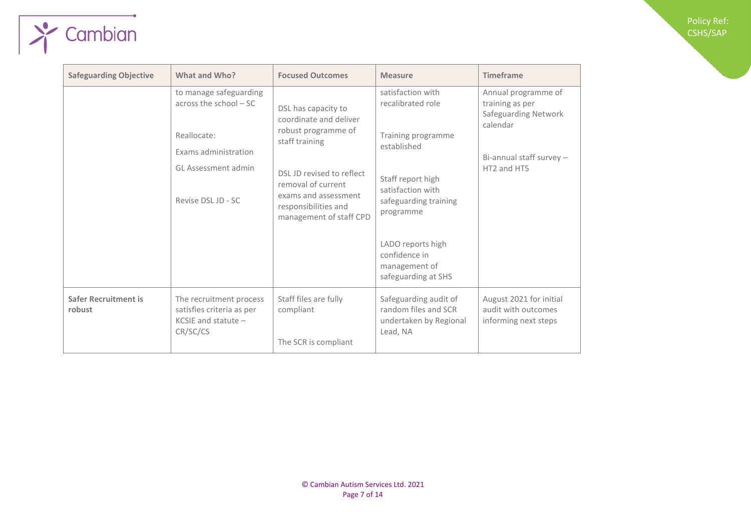| Safeguarding Objective | What and Who? | Focused Outcomes | Measure | Timeframe |
|---|---|---|---|---|
| | to manage safeguarding across the school – SC<br><br>Reallocate:<br><br>Exams administration<br><br>GL Assessment admin<br><br>Revise DSL JD - SC | DSL has capacity to coordinate and deliver robust programme of staff training<br><br>DSL JD revised to reflect removal of current exams and assessment responsibilities and management of staff CPD | satisfaction with recalibrated role<br><br>Training programme established<br><br>Staff report high satisfaction with safeguarding training programme<br><br>LADO reports high confidence in management of safeguarding at SHS | Annual programme of training as per Safeguarding Network calendar<br><br>Bi-annual staff survey – HT2 and HT5 |
| **Safer Recruitment is robust** | The recruitment process satisfies criteria as per KCSIE and statute – CR/SC/CS | Staff files are fully compliant<br><br>The SCR is compliant | Safeguarding audit of random files and SCR undertaken by Regional Lead, NA | August 2021 for initial audit with outcomes informing next steps |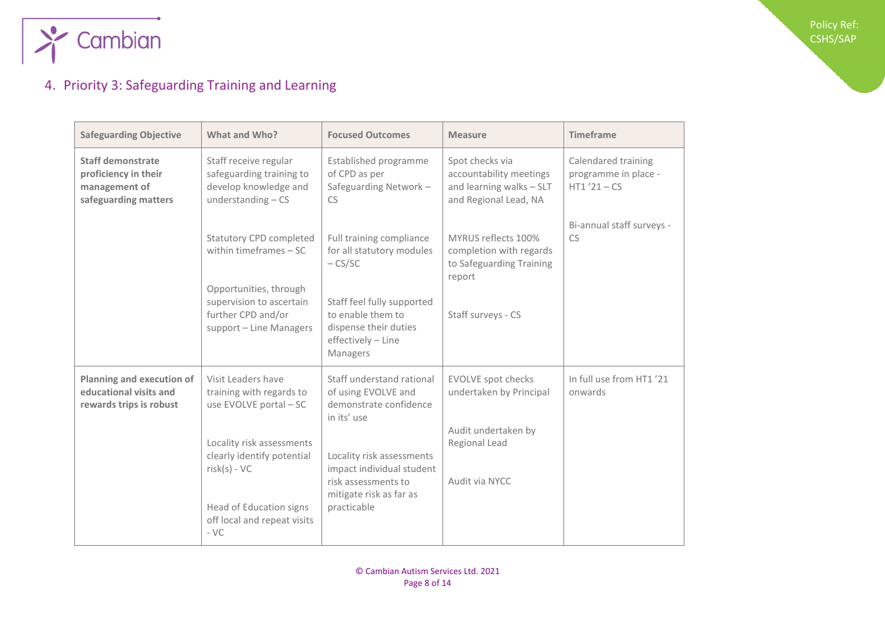## 4. Priority 3: Safeguarding Training and Learning

| Safeguarding Objective | What and Who? | Focused Outcomes | Measure | Timeframe |
|---|---|---|---|---|
| **Staff demonstrate proficiency in their management of safeguarding matters** | Staff receive regular safeguarding training to develop knowledge and understanding – CS | Established programme of CPD as per Safeguarding Network – CS | Spot checks via accountability meetings and learning walks – SLT and Regional Lead, NA | Calendared training programme in place - HT1 '21 – CS |
| | Statutory CPD completed within timeframes – SC | Full training compliance for all statutory modules – CS/SC | MYRUS reflects 100% completion with regards to Safeguarding Training report | Bi-annual staff surveys - CS |
| | Opportunities, through supervision to ascertain further CPD and/or support – Line Managers | Staff feel fully supported to enable them to dispense their duties effectively – Line Managers | Staff surveys - CS | |
| **Planning and execution of educational visits and rewards trips is robust** | Visit Leaders have training with regards to use EVOLVE portal – SC | Staff understand rational of using EVOLVE and demonstrate confidence in its' use | EVOLVE spot checks undertaken by Principal | In full use from HT1 '21 onwards |
| | Locality risk assessments clearly identify potential risk(s) - VC | Locality risk assessments impact individual student risk assessments to mitigate risk as far as practicable | Audit undertaken by Regional Lead | |
| | Head of Education signs off local and repeat visits - VC | | Audit via NYCC | |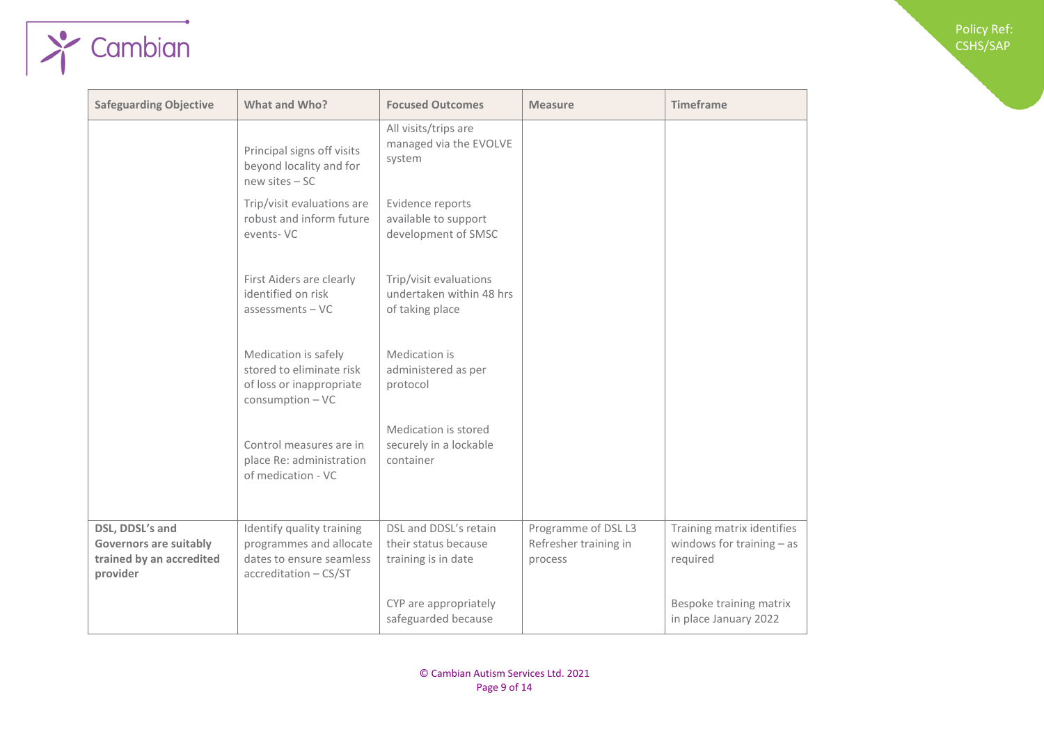| Safeguarding Objective | What and Who? | Focused Outcomes | Measure | Timeframe |
|---|---|---|---|---|
| | Principal signs off visits beyond locality and for new sites – SC<br><br>Trip/visit evaluations are robust and inform future events- VC<br><br>First Aiders are clearly identified on risk assessments – VC<br><br>Medication is safely stored to eliminate risk of loss or inappropriate consumption – VC<br><br>Control measures are in place Re: administration of medication - VC | All visits/trips are managed via the EVOLVE system<br><br>Evidence reports available to support development of SMSC<br><br>Trip/visit evaluations undertaken within 48 hrs of taking place<br><br>Medication is administered as per protocol<br><br>Medication is stored securely in a lockable container | | |
| **DSL, DDSL's and Governors are suitably trained by an accredited provider** | Identify quality training programmes and allocate dates to ensure seamless accreditation – CS/ST | DSL and DDSL's retain their status because training is in date<br><br>CYP are appropriately safeguarded because | Programme of DSL L3 Refresher training in process | Training matrix identifies windows for training – as required<br><br>Bespoke training matrix in place January 2022 |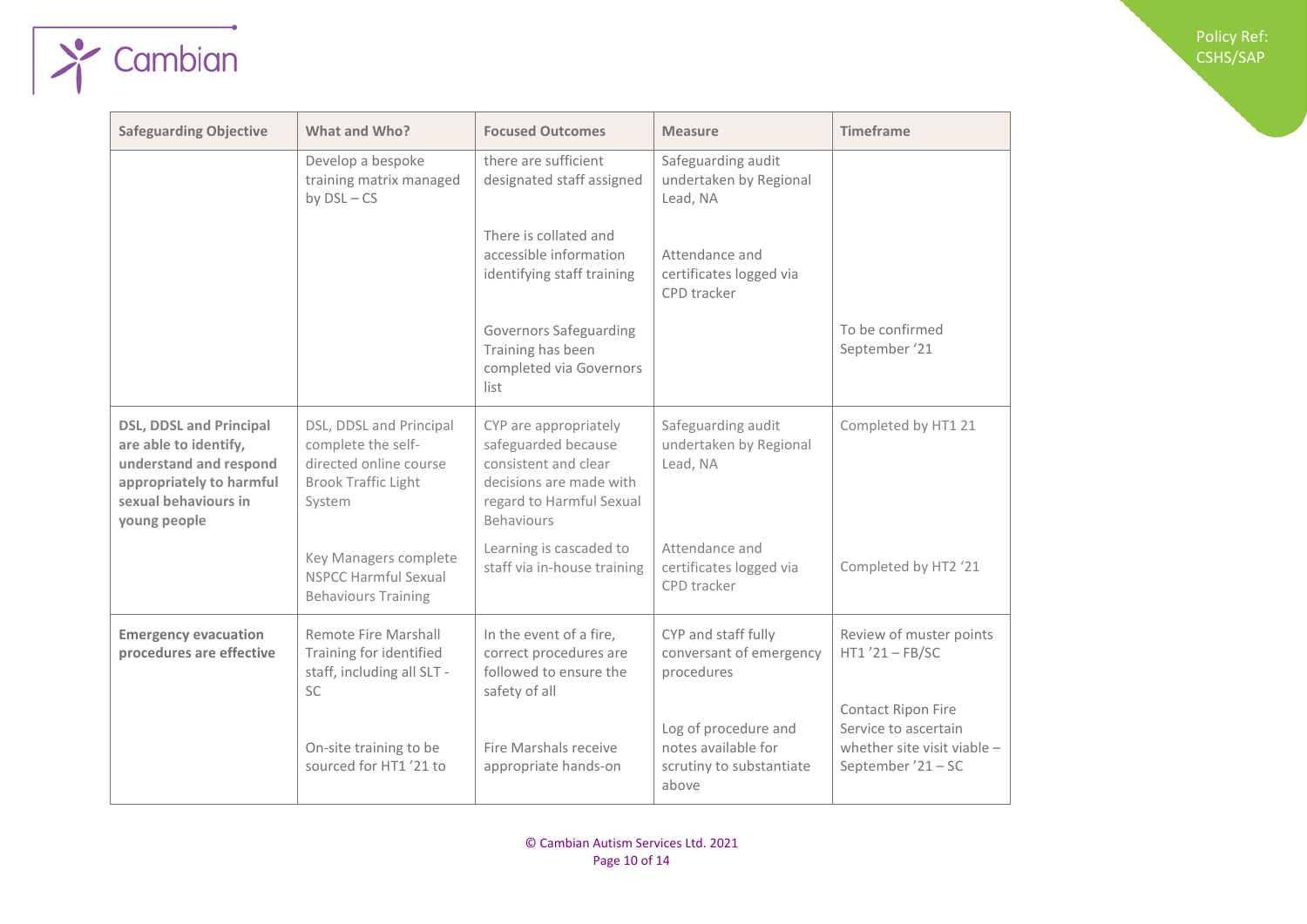| Safeguarding Objective | What and Who? | Focused Outcomes | Measure | Timeframe |
|---|---|---|---|---|
| | Develop a bespoke training matrix managed by DSL – CS | there are sufficient designated staff assigned | Safeguarding audit undertaken by Regional Lead, NA | |
| | | There is collated and accessible information identifying staff training | Attendance and certificates logged via CPD tracker | |
| | | Governors Safeguarding Training has been completed via Governors list | | To be confirmed September '21 |
| **DSL, DDSL and Principal are able to identify, understand and respond appropriately to harmful sexual behaviours in young people** | DSL, DDSL and Principal complete the self-directed online course Brook Traffic Light System | CYP are appropriately safeguarded because consistent and clear decisions are made with regard to Harmful Sexual Behaviours | Safeguarding audit undertaken by Regional Lead, NA | Completed by HT1 21 |
| | Key Managers complete NSPCC Harmful Sexual Behaviours Training | Learning is cascaded to staff via in-house training | Attendance and certificates logged via CPD tracker | Completed by HT2 '21 |
| **Emergency evacuation procedures are effective** | Remote Fire Marshall Training for identified staff, including all SLT - SC | In the event of a fire, correct procedures are followed to ensure the safety of all | CYP and staff fully conversant of emergency procedures | Review of muster points HT1 '21 – FB/SC |
| | On-site training to be sourced for HT1 '21 to | Fire Marshals receive appropriate hands-on | Log of procedure and notes available for scrutiny to substantiate above | Contact Ripon Fire Service to ascertain whether site visit viable – September '21 – SC |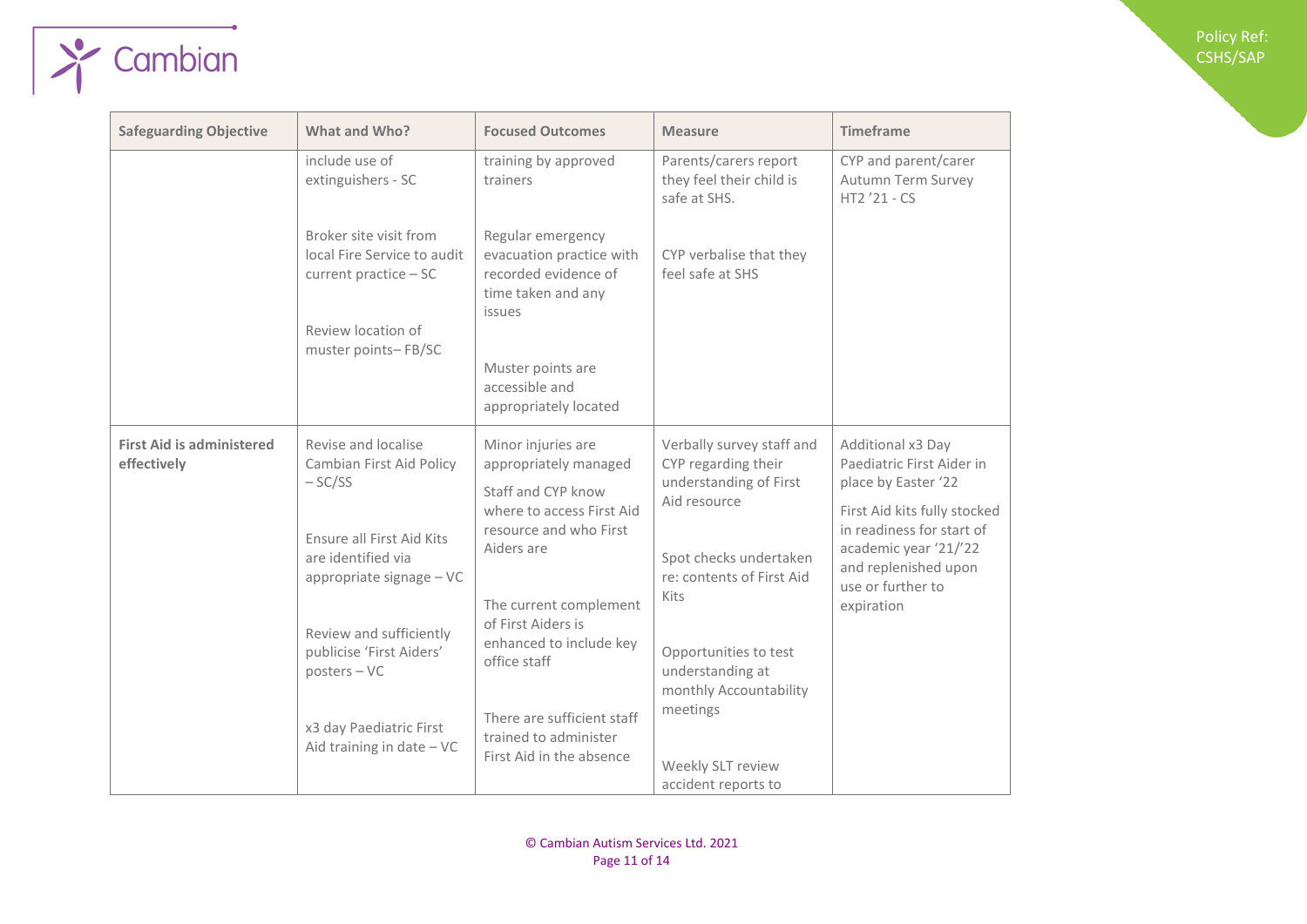| Safeguarding Objective | What and Who? | Focused Outcomes | Measure | Timeframe |
|---|---|---|---|---|
| | include use of extinguishers - SC<br><br>Broker site visit from local Fire Service to audit current practice – SC<br><br>Review location of muster points– FB/SC | training by approved trainers<br><br>Regular emergency evacuation practice with recorded evidence of time taken and any issues<br><br>Muster points are accessible and appropriately located | Parents/carers report they feel their child is safe at SHS.<br><br>CYP verbalise that they feel safe at SHS | CYP and parent/carer Autumn Term Survey HT2 '21 - CS |
| **First Aid is administered effectively** | Revise and localise Cambian First Aid Policy – SC/SS<br><br>Ensure all First Aid Kits are identified via appropriate signage – VC<br><br>Review and sufficiently publicise 'First Aiders' posters – VC<br><br>x3 day Paediatric First Aid training in date – VC | Minor injuries are appropriately managed<br><br>Staff and CYP know where to access First Aid resource and who First Aiders are<br><br>The current complement of First Aiders is enhanced to include key office staff<br><br>There are sufficient staff trained to administer First Aid in the absence | Verbally survey staff and CYP regarding their understanding of First Aid resource<br><br>Spot checks undertaken re: contents of First Aid Kits<br><br>Opportunities to test understanding at monthly Accountability meetings<br><br>Weekly SLT review accident reports to | Additional x3 Day Paediatric First Aider in place by Easter '22<br><br>First Aid kits fully stocked in readiness for start of academic year '21/'22 and replenished upon use or further to expiration |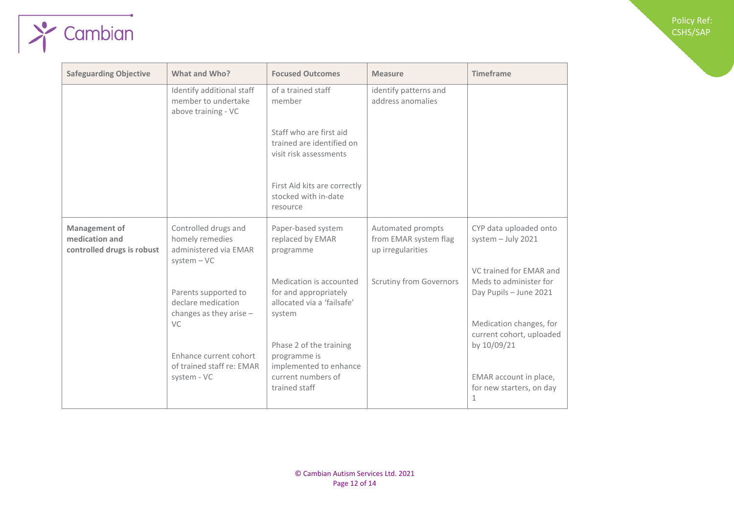| Safeguarding Objective | What and Who? | Focused Outcomes | Measure | Timeframe |
|---|---|---|---|---|
| | Identify additional staff member to undertake above training - VC | of a trained staff member<br><br>Staff who are first aid trained are identified on visit risk assessments<br><br>First Aid kits are correctly stocked with in-date resource | identify patterns and address anomalies | |
| **Management of medication and controlled drugs is robust** | Controlled drugs and homely remedies administered via EMAR system – VC<br><br>Parents supported to declare medication changes as they arise – VC<br><br>Enhance current cohort of trained staff re: EMAR system - VC | Paper-based system replaced by EMAR programme<br><br>Medication is accounted for and appropriately allocated via a 'failsafe' system<br><br>Phase 2 of the training programme is implemented to enhance current numbers of trained staff | Automated prompts from EMAR system flag up irregularities<br><br>Scrutiny from Governors | CYP data uploaded onto system – July 2021<br><br>VC trained for EMAR and Meds to administer for Day Pupils – June 2021<br><br>Medication changes, for current cohort, uploaded by 10/09/21<br><br>EMAR account in place, for new starters, on day 1 |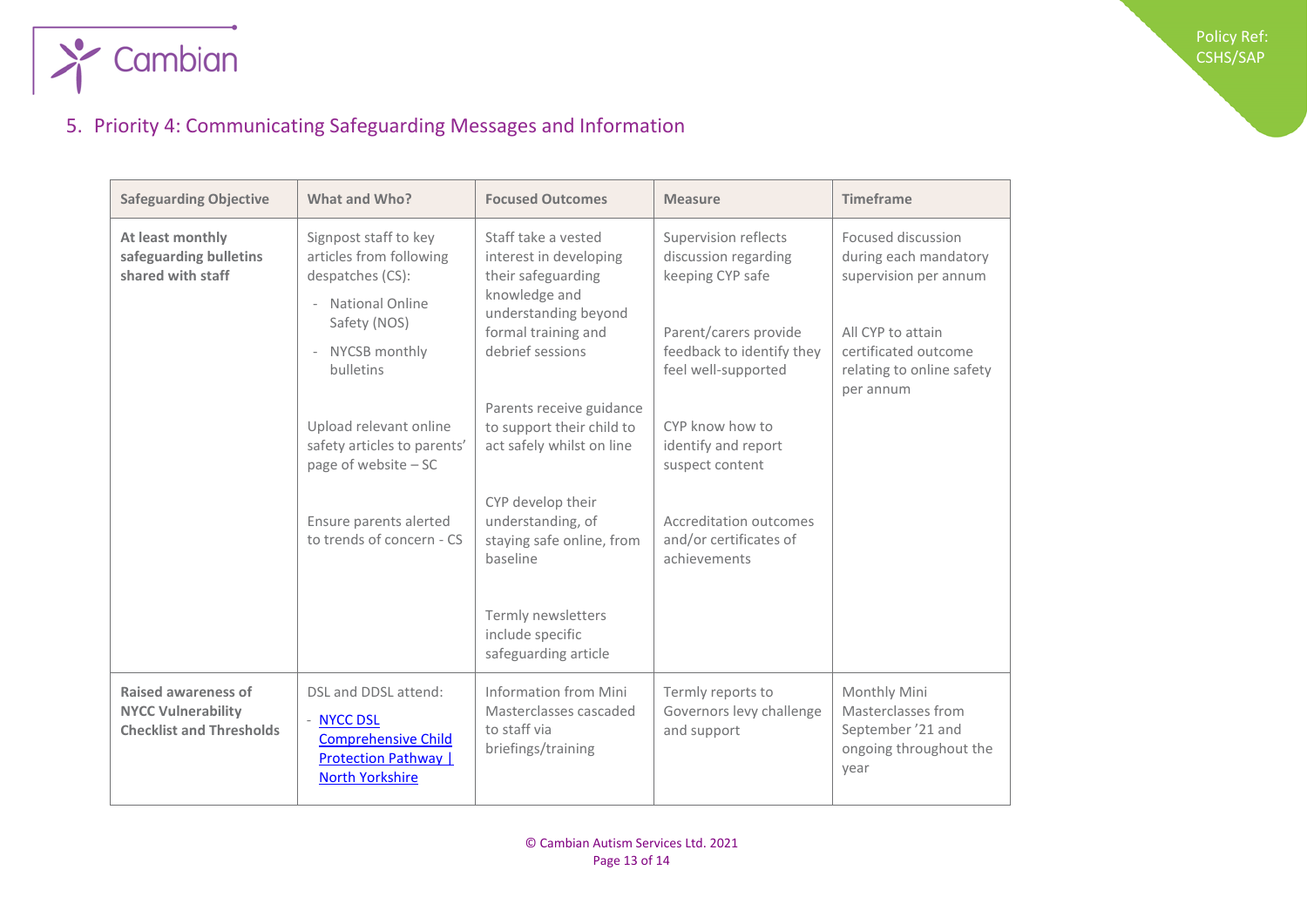## 5. Priority 4: Communicating Safeguarding Messages and Information

| Safeguarding Objective | What and Who? | Focused Outcomes | Measure | Timeframe |
|---|---|---|---|---|
| **At least monthly safeguarding bulletins shared with staff** | Signpost staff to key articles from following despatches (CS):<br>- National Online Safety (NOS)<br>- NYCSB monthly bulletins<br><br>Upload relevant online safety articles to parents' page of website – SC<br><br>Ensure parents alerted to trends of concern - CS | Staff take a vested interest in developing their safeguarding knowledge and understanding beyond formal training and debrief sessions<br><br>Parents receive guidance to support their child to act safely whilst on line<br><br>CYP develop their understanding, of staying safe online, from baseline<br><br>Termly newsletters include specific safeguarding article | Supervision reflects discussion regarding keeping CYP safe<br><br>Parent/carers provide feedback to identify they feel well-supported<br><br>CYP know how to identify and report suspect content<br><br>Accreditation outcomes and/or certificates of achievements | Focused discussion during each mandatory supervision per annum<br><br>All CYP to attain certificated outcome relating to online safety per annum |
| **Raised awareness of NYCC Vulnerability Checklist and Thresholds** | DSL and DDSL attend:<br>- NYCC DSL Comprehensive Child Protection Pathway \| North Yorkshire | Information from Mini Masterclasses cascaded to staff via briefings/training | Termly reports to Governors levy challenge and support | Monthly Mini Masterclasses from September '21 and ongoing throughout the year |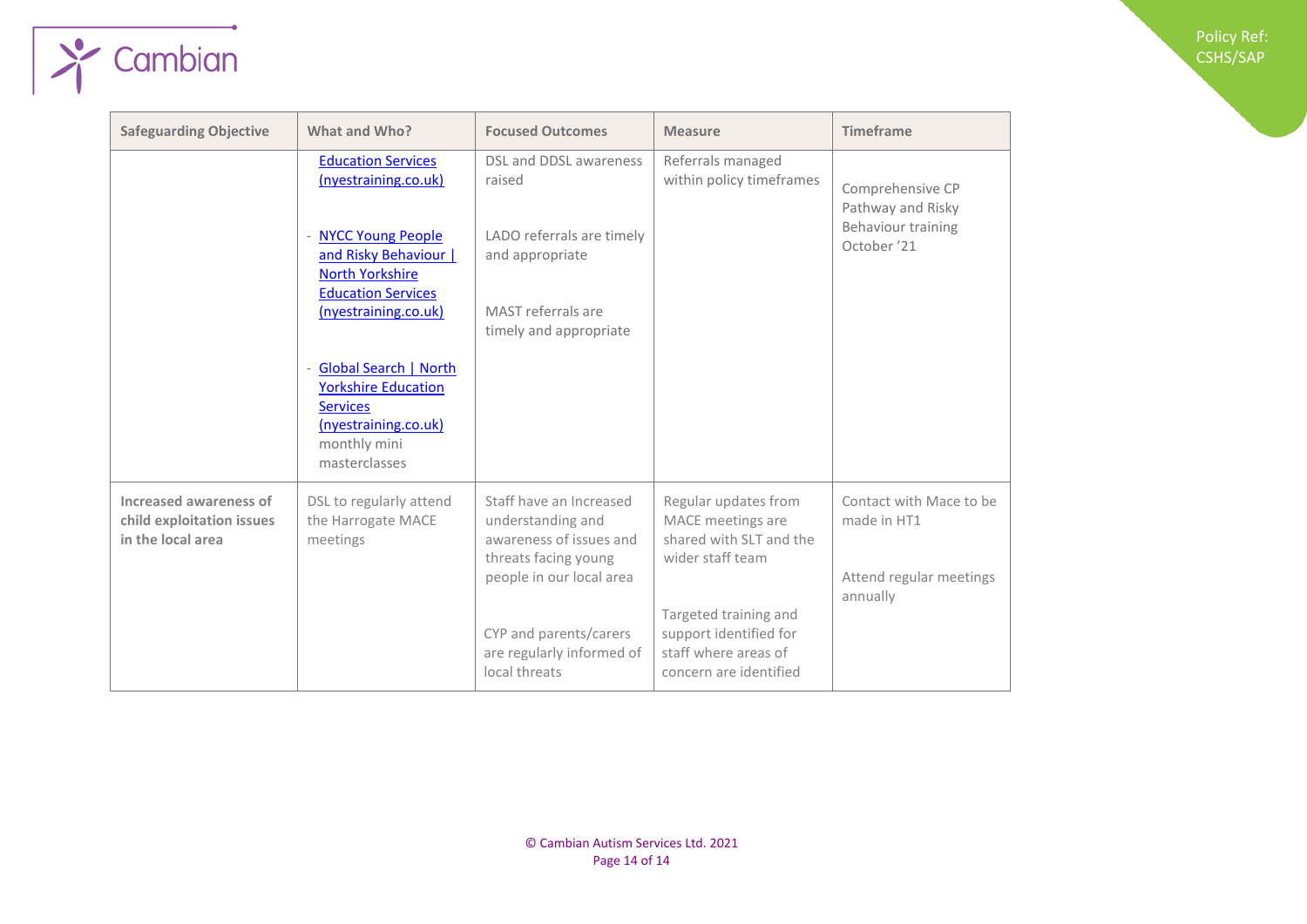| Safeguarding Objective | What and Who? | Focused Outcomes | Measure | Timeframe |
|---|---|---|---|---|
| | Education Services (nyestraining.co.uk)<br><br>- NYCC Young People and Risky Behaviour \| North Yorkshire Education Services (nyestraining.co.uk)<br><br>- Global Search \| North Yorkshire Education Services (nyestraining.co.uk) monthly mini masterclasses | DSL and DDSL awareness raised<br><br>LADO referrals are timely and appropriate<br><br>MAST referrals are timely and appropriate | Referrals managed within policy timeframes | Comprehensive CP Pathway and Risky Behaviour training October '21 |
| **Increased awareness of child exploitation issues in the local area** | DSL to regularly attend the Harrogate MACE meetings | Staff have an Increased understanding and awareness of issues and threats facing young people in our local area<br><br>CYP and parents/carers are regularly informed of local threats | Regular updates from MACE meetings are shared with SLT and the wider staff team<br><br>Targeted training and support identified for staff where areas of concern are identified | Contact with Mace to be made in HT1<br><br>Attend regular meetings annually |